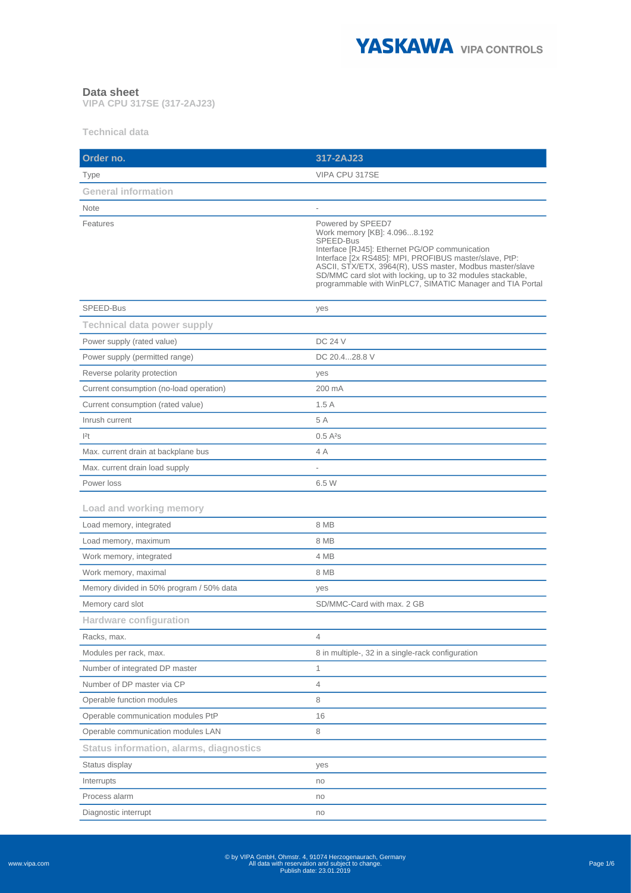# Data sheet

**VIPA CPU 317SE (317-2AJ23)**

## Technical data

| Order no. | 317-2AJ23 |
| --- | --- |
| Type | VIPA CPU 317SE |
| **General information** | |
| Note | - |
| Features | Powered by SPEED7<br>Work memory [KB]: 4.096...8.192<br>SPEED-Bus<br>Interface [RJ45]: Ethernet PG/OP communication<br>Interface [2x RS485]: MPI, PROFIBUS master/slave, PtP: ASCII, STX/ETX, 3964(R), USS master, Modbus master/slave<br>SD/MMC card slot with locking, up to 32 modules stackable, programmable with WinPLC7, SIMATIC Manager and TIA Portal |
| SPEED-Bus | yes |
| **Technical data power supply** | |
| Power supply (rated value) | DC 24 V |
| Power supply (permitted range) | DC 20.4...28.8 V |
| Reverse polarity protection | yes |
| Current consumption (no-load operation) | 200 mA |
| Current consumption (rated value) | 1.5 A |
| Inrush current | 5 A |
| $I^2t$ | 0.5 $A^2s$ |
| Max. current drain at backplane bus | 4 A |
| Max. current drain load supply | - |
| Power loss | 6.5 W |
| **Load and working memory** | |
| Load memory, integrated | 8 MB |
| Load memory, maximum | 8 MB |
| Work memory, integrated | 4 MB |
| Work memory, maximal | 8 MB |
| Memory divided in 50% program / 50% data | yes |
| Memory card slot | SD/MMC-Card with max. 2 GB |
| **Hardware configuration** | |
| Racks, max. | 4 |
| Modules per rack, max. | 8 in multiple-, 32 in a single-rack configuration |
| Number of integrated DP master | 1 |
| Number of DP master via CP | 4 |
| Operable function modules | 8 |
| Operable communication modules PtP | 16 |
| Operable communication modules LAN | 8 |
| **Status information, alarms, diagnostics** | |
| Status display | yes |
| Interrupts | no |
| Process alarm | no |
| Diagnostic interrupt | no |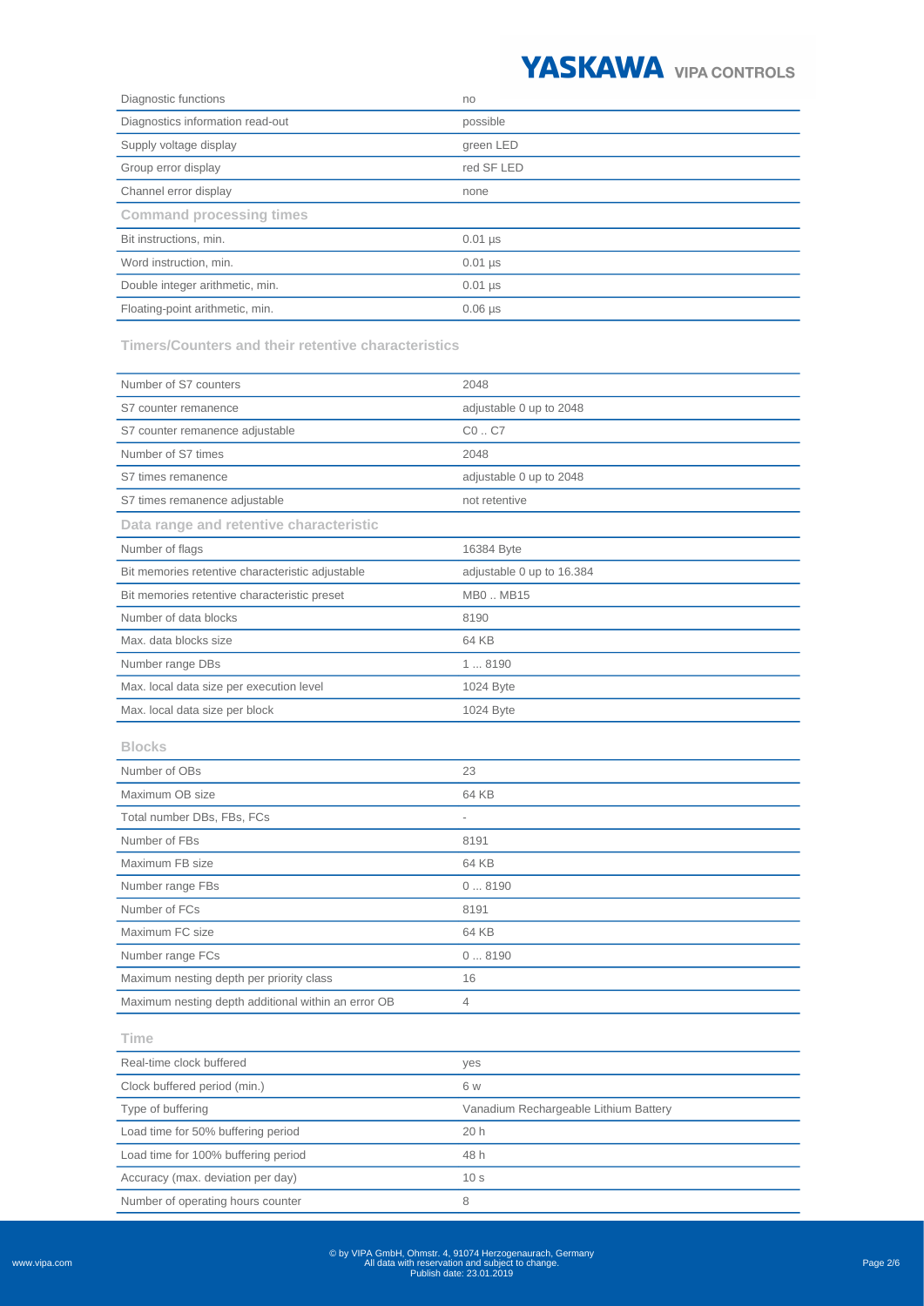| | |
|---|---|
| Diagnostic functions | no |
| Diagnostics information read-out | possible |
| Supply voltage display | green LED |
| Group error display | red SF LED |
| Channel error display | none |

### Command processing times

| | |
|---|---|
| Bit instructions, min. | 0.01 µs |
| Word instruction, min. | 0.01 µs |
| Double integer arithmetic, min. | 0.01 µs |
| Floating-point arithmetic, min. | 0.06 µs |

### Timers/Counters and their retentive characteristics

| | |
|---|---|
| Number of S7 counters | 2048 |
| S7 counter remanence | adjustable 0 up to 2048 |
| S7 counter remanence adjustable | C0 .. C7 |
| Number of S7 times | 2048 |
| S7 times remanence | adjustable 0 up to 2048 |
| S7 times remanence adjustable | not retentive |

### Data range and retentive characteristic

| | |
|---|---|
| Number of flags | 16384 Byte |
| Bit memories retentive characteristic adjustable | adjustable 0 up to 16.384 |
| Bit memories retentive characteristic preset | MB0 .. MB15 |
| Number of data blocks | 8190 |
| Max. data blocks size | 64 KB |
| Number range DBs | 1 ... 8190 |
| Max. local data size per execution level | 1024 Byte |
| Max. local data size per block | 1024 Byte |

### Blocks

| | |
|---|---|
| Number of OBs | 23 |
| Maximum OB size | 64 KB |
| Total number DBs, FBs, FCs | - |
| Number of FBs | 8191 |
| Maximum FB size | 64 KB |
| Number range FBs | 0 ... 8190 |
| Number of FCs | 8191 |
| Maximum FC size | 64 KB |
| Number range FCs | 0 ... 8190 |
| Maximum nesting depth per priority class | 16 |
| Maximum nesting depth additional within an error OB | 4 |

### Time

| | |
|---|---|
| Real-time clock buffered | yes |
| Clock buffered period (min.) | 6 w |
| Type of buffering | Vanadium Rechargeable Lithium Battery |
| Load time for 50% buffering period | 20 h |
| Load time for 100% buffering period | 48 h |
| Accuracy (max. deviation per day) | 10 s |
| Number of operating hours counter | 8 |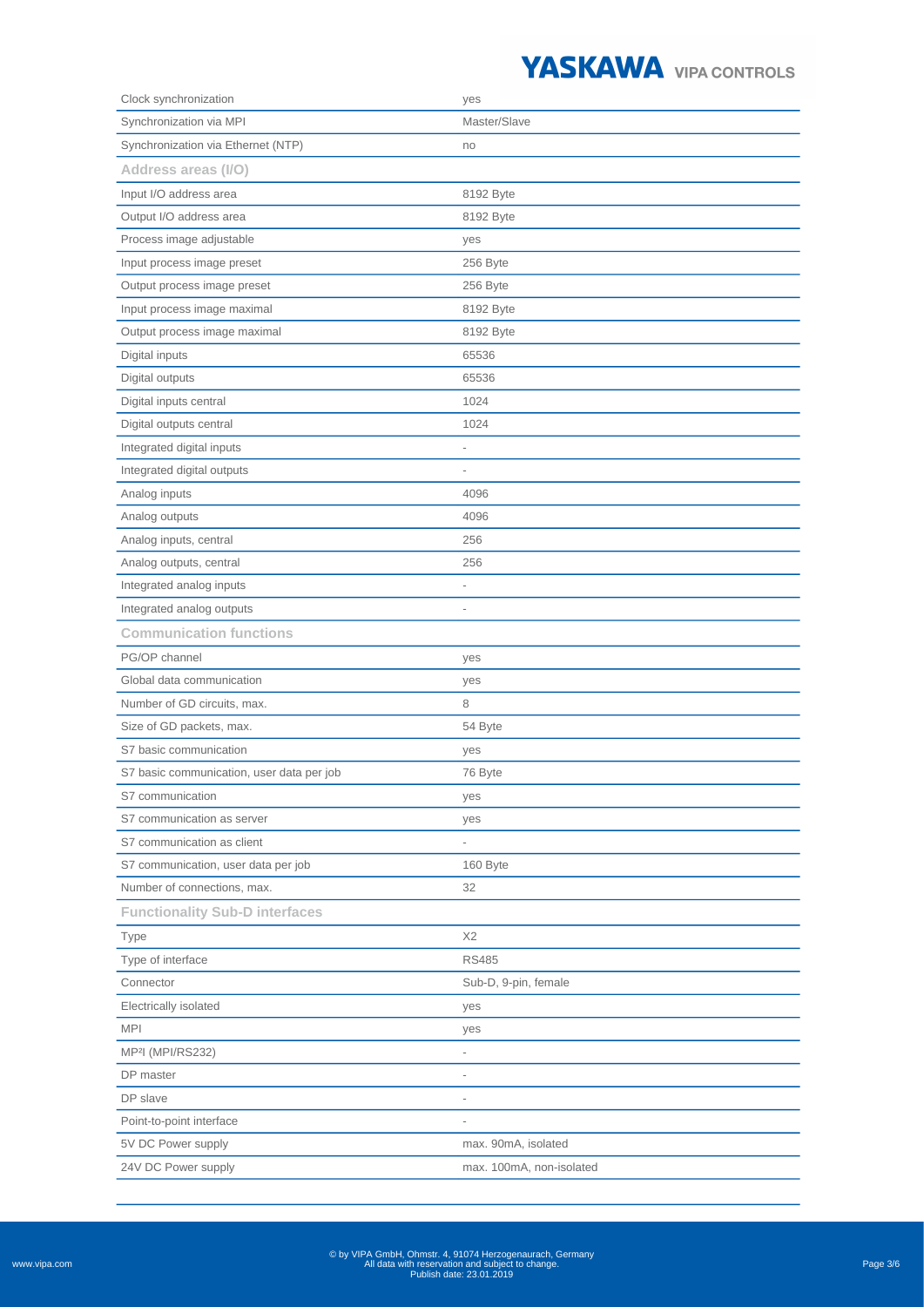| | |
|---|---|
| Clock synchronization | yes |
| Synchronization via MPI | Master/Slave |
| Synchronization via Ethernet (NTP) | no |
| **Address areas (I/O)** | |
| Input I/O address area | 8192 Byte |
| Output I/O address area | 8192 Byte |
| Process image adjustable | yes |
| Input process image preset | 256 Byte |
| Output process image preset | 256 Byte |
| Input process image maximal | 8192 Byte |
| Output process image maximal | 8192 Byte |
| Digital inputs | 65536 |
| Digital outputs | 65536 |
| Digital inputs central | 1024 |
| Digital outputs central | 1024 |
| Integrated digital inputs | - |
| Integrated digital outputs | - |
| Analog inputs | 4096 |
| Analog outputs | 4096 |
| Analog inputs, central | 256 |
| Analog outputs, central | 256 |
| Integrated analog inputs | - |
| Integrated analog outputs | - |
| **Communication functions** | |
| PG/OP channel | yes |
| Global data communication | yes |
| Number of GD circuits, max. | 8 |
| Size of GD packets, max. | 54 Byte |
| S7 basic communication | yes |
| S7 basic communication, user data per job | 76 Byte |
| S7 communication | yes |
| S7 communication as server | yes |
| S7 communication as client | - |
| S7 communication, user data per job | 160 Byte |
| Number of connections, max. | 32 |
| **Functionality Sub-D interfaces** | |
| Type | X2 |
| Type of interface | RS485 |
| Connector | Sub-D, 9-pin, female |
| Electrically isolated | yes |
| MPI | yes |
| MP²I (MPI/RS232) | - |
| DP master | - |
| DP slave | - |
| Point-to-point interface | - |
| 5V DC Power supply | max. 90mA, isolated |
| 24V DC Power supply | max. 100mA, non-isolated |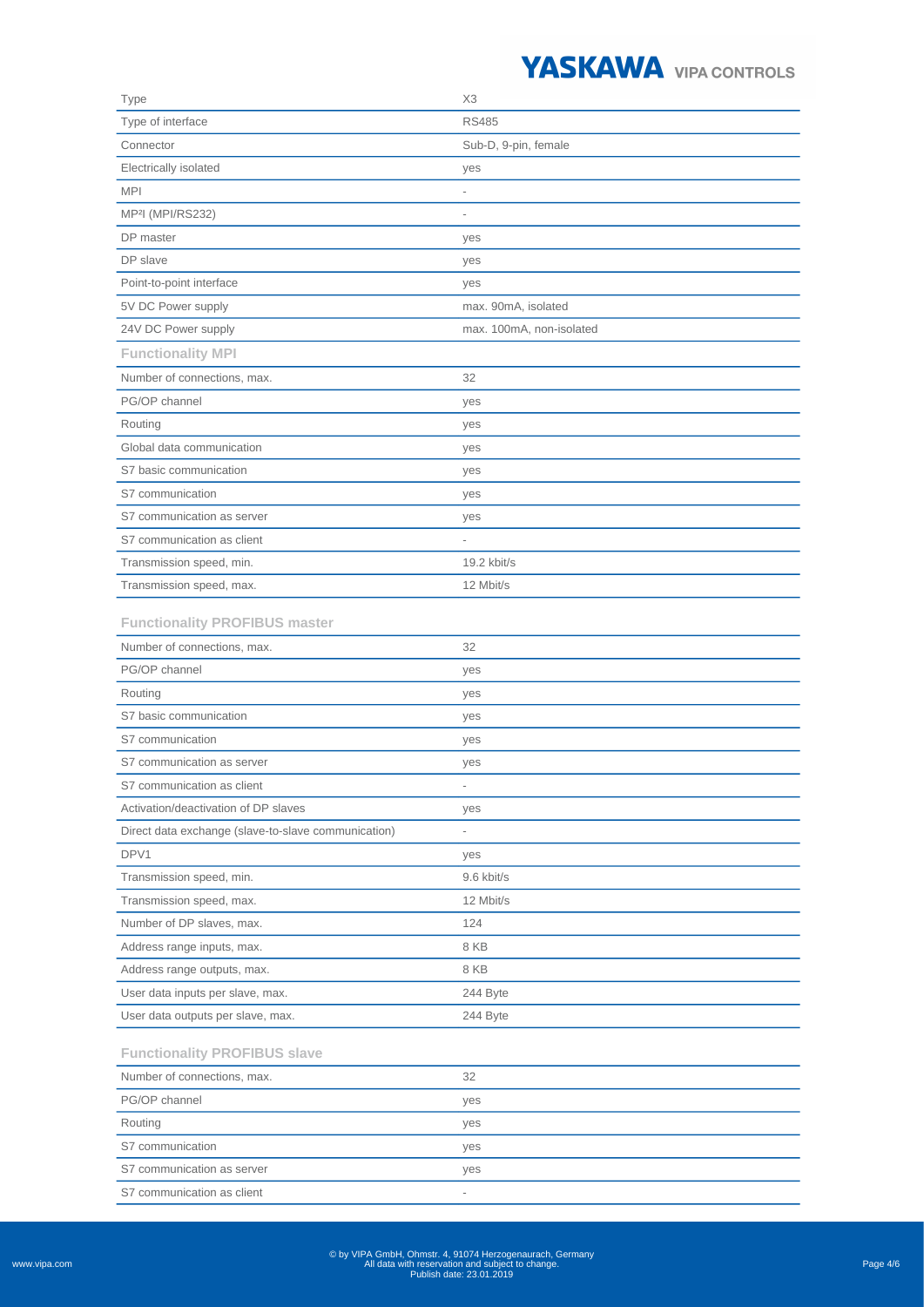| Type | X3 |
| --- | --- |
| Type of interface | RS485 |
| Connector | Sub-D, 9-pin, female |
| Electrically isolated | yes |
| MPI | - |
| MP²I (MPI/RS232) | - |
| DP master | yes |
| DP slave | yes |
| Point-to-point interface | yes |
| 5V DC Power supply | max. 90mA, isolated |
| 24V DC Power supply | max. 100mA, non-isolated |

### Functionality MPI

| | |
| --- | --- |
| Number of connections, max. | 32 |
| PG/OP channel | yes |
| Routing | yes |
| Global data communication | yes |
| S7 basic communication | yes |
| S7 communication | yes |
| S7 communication as server | yes |
| S7 communication as client | - |
| Transmission speed, min. | 19.2 kbit/s |
| Transmission speed, max. | 12 Mbit/s |

### Functionality PROFIBUS master

| | |
| --- | --- |
| Number of connections, max. | 32 |
| PG/OP channel | yes |
| Routing | yes |
| S7 basic communication | yes |
| S7 communication | yes |
| S7 communication as server | yes |
| S7 communication as client | - |
| Activation/deactivation of DP slaves | yes |
| Direct data exchange (slave-to-slave communication) | - |
| DPV1 | yes |
| Transmission speed, min. | 9.6 kbit/s |
| Transmission speed, max. | 12 Mbit/s |
| Number of DP slaves, max. | 124 |
| Address range inputs, max. | 8 KB |
| Address range outputs, max. | 8 KB |
| User data inputs per slave, max. | 244 Byte |
| User data outputs per slave, max. | 244 Byte |

### Functionality PROFIBUS slave

| | |
| --- | --- |
| Number of connections, max. | 32 |
| PG/OP channel | yes |
| Routing | yes |
| S7 communication | yes |
| S7 communication as server | yes |
| S7 communication as client | - |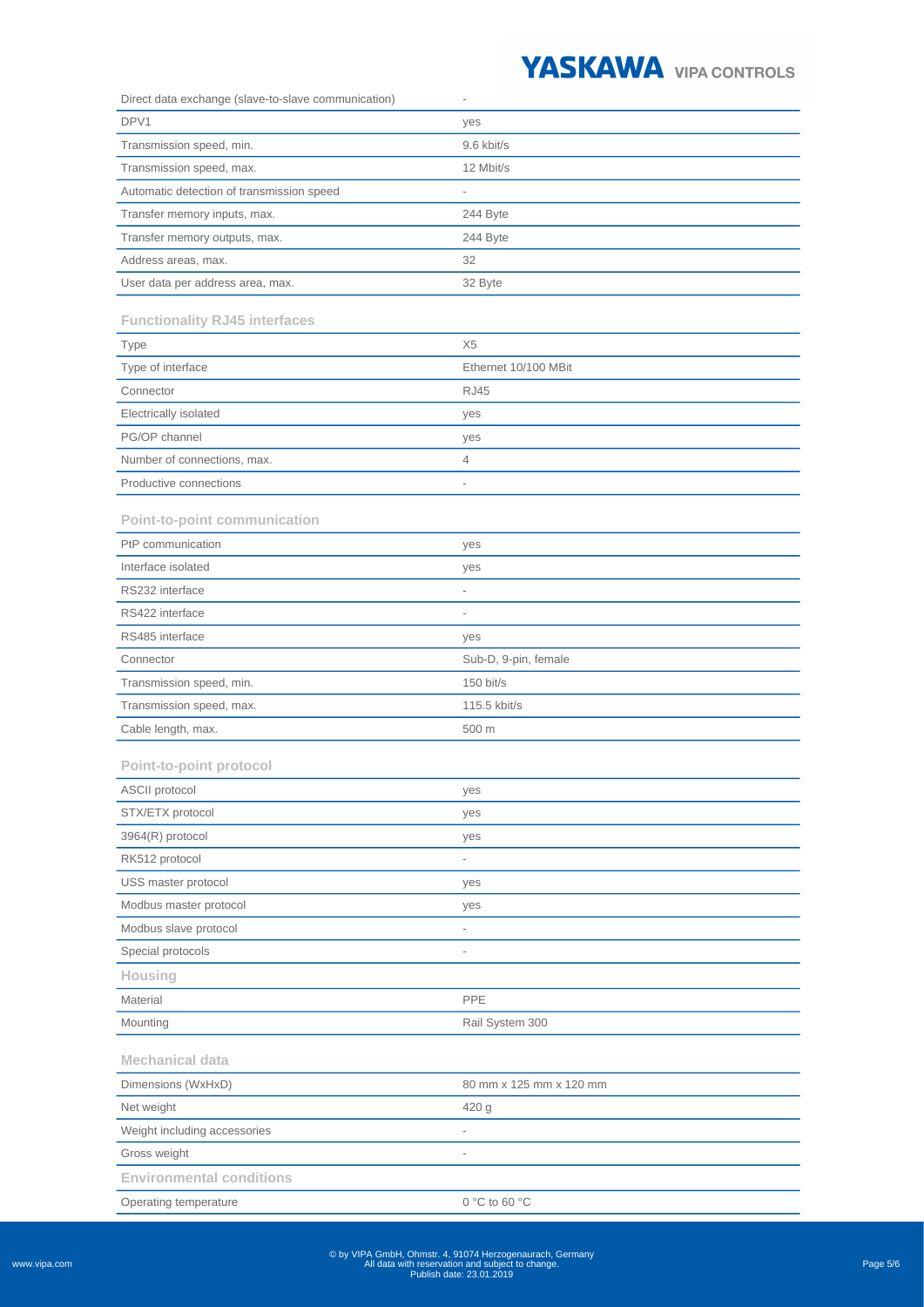| | |
|---|---|
| Direct data exchange (slave-to-slave communication) | - |
| DPV1 | yes |
| Transmission speed, min. | 9.6 kbit/s |
| Transmission speed, max. | 12 Mbit/s |
| Automatic detection of transmission speed | - |
| Transfer memory inputs, max. | 244 Byte |
| Transfer memory outputs, max. | 244 Byte |
| Address areas, max. | 32 |
| User data per address area, max. | 32 Byte |

## Functionality RJ45 interfaces

| | |
|---|---|
| Type | X5 |
| Type of interface | Ethernet 10/100 MBit |
| Connector | RJ45 |
| Electrically isolated | yes |
| PG/OP channel | yes |
| Number of connections, max. | 4 |
| Productive connections | - |

## Point-to-point communication

| | |
|---|---|
| PtP communication | yes |
| Interface isolated | yes |
| RS232 interface | - |
| RS422 interface | - |
| RS485 interface | yes |
| Connector | Sub-D, 9-pin, female |
| Transmission speed, min. | 150 bit/s |
| Transmission speed, max. | 115.5 kbit/s |
| Cable length, max. | 500 m |

## Point-to-point protocol

| | |
|---|---|
| ASCII protocol | yes |
| STX/ETX protocol | yes |
| 3964(R) protocol | yes |
| RK512 protocol | - |
| USS master protocol | yes |
| Modbus master protocol | yes |
| Modbus slave protocol | - |
| Special protocols | - |

## Housing

| | |
|---|---|
| Material | PPE |
| Mounting | Rail System 300 |

## Mechanical data

| | |
|---|---|
| Dimensions (WxHxD) | 80 mm x 125 mm x 120 mm |
| Net weight | 420 g |
| Weight including accessories | - |
| Gross weight | - |

## Environmental conditions

| | |
|---|---|
| Operating temperature | 0 °C to 60 °C |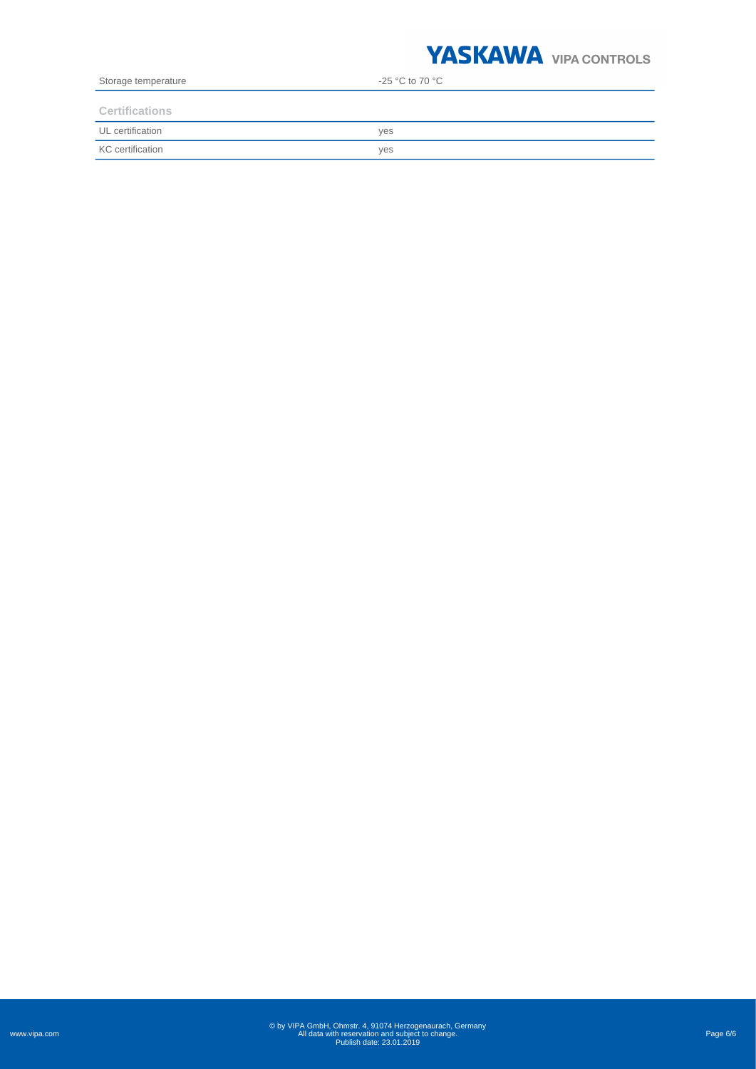| | |
|---|---|
| Storage temperature | -25 °C to 70 °C |

### Certifications

| | |
|---|---|
| UL certification | yes |
| KC certification | yes |